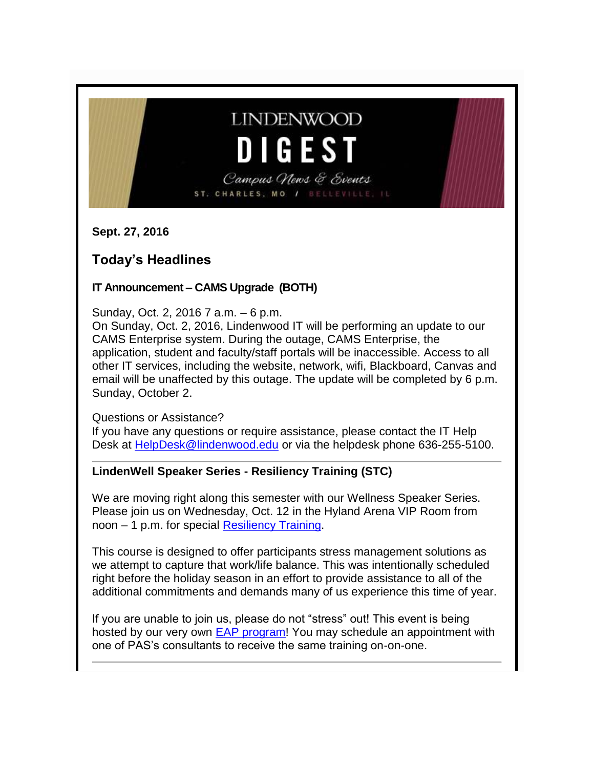# LINDENWOOD DIGEST

*Campus News & Events*

ST. CHARLES, MO / BELLEVILLE, IL

**Sept. 27, 2016**

## Today's Headlines

**IT Announcement – CAMS Upgrade (BOTH)**

Sunday, Oct. 2, 2016 7 a.m. – 6 p.m.
On Sunday, Oct. 2, 2016, Lindenwood IT will be performing an update to our CAMS Enterprise system. During the outage, CAMS Enterprise, the application, student and faculty/staff portals will be inaccessible. Access to all other IT services, including the website, network, wifi, Blackboard, Canvas and email will be unaffected by this outage. The update will be completed by 6 p.m. Sunday, October 2.

Questions or Assistance?
If you have any questions or require assistance, please contact the IT Help Desk at HelpDesk@lindenwood.edu or via the helpdesk phone 636-255-5100.

---

**LindenWell Speaker Series - Resiliency Training (STC)**

We are moving right along this semester with our Wellness Speaker Series. Please join us on Wednesday, Oct. 12 in the Hyland Arena VIP Room from noon – 1 p.m. for special Resiliency Training.

This course is designed to offer participants stress management solutions as we attempt to capture that work/life balance. This was intentionally scheduled right before the holiday season in an effort to provide assistance to all of the additional commitments and demands many of us experience this time of year.

If you are unable to join us, please do not "stress" out! This event is being hosted by our very own EAP program! You may schedule an appointment with one of PAS's consultants to receive the same training on-on-one.

---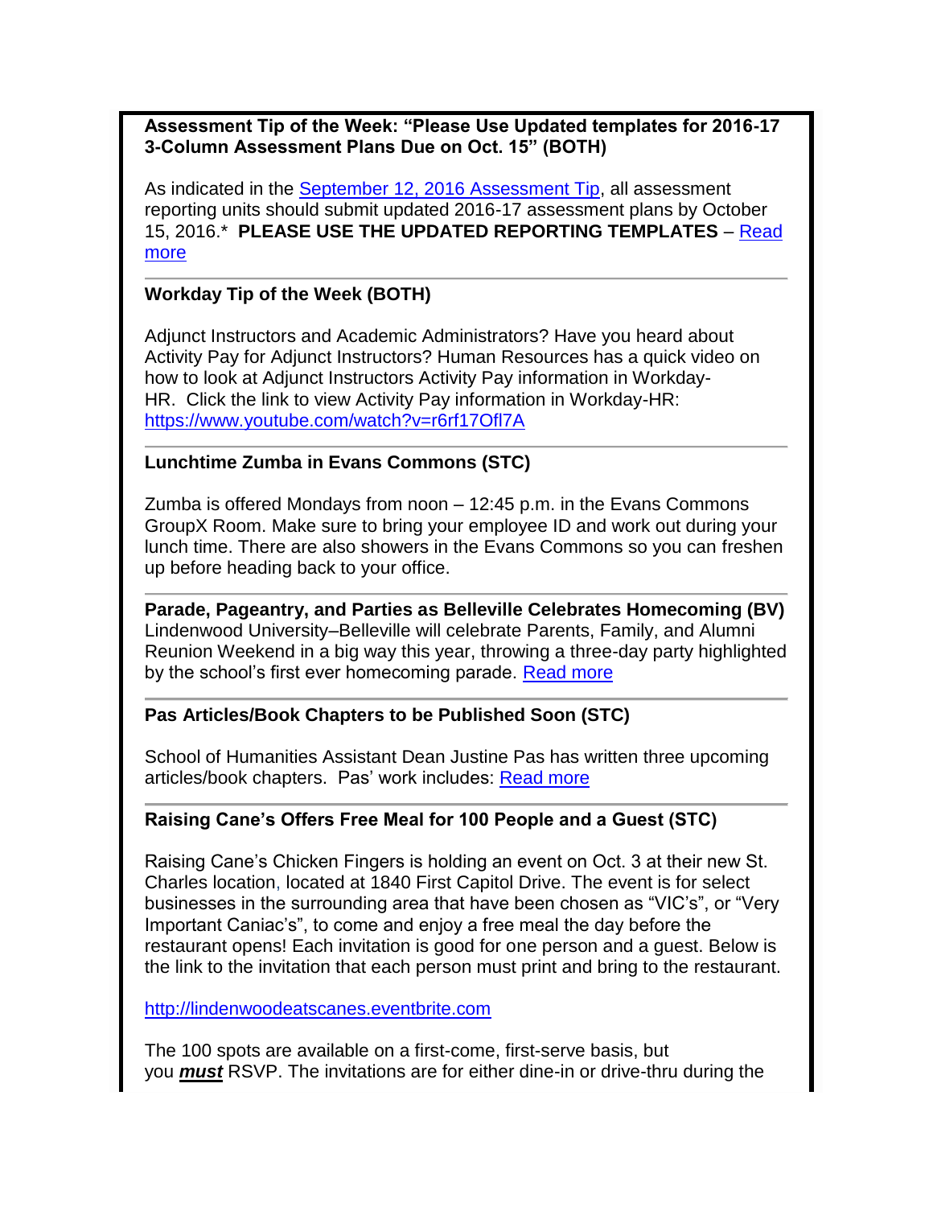**Assessment Tip of the Week: "Please Use Updated templates for 2016-17 3-Column Assessment Plans Due on Oct. 15" (BOTH)**

As indicated in the September 12, 2016 Assessment Tip, all assessment reporting units should submit updated 2016-17 assessment plans by October 15, 2016.* **PLEASE USE THE UPDATED REPORTING TEMPLATES** – Read more

---

**Workday Tip of the Week (BOTH)**

Adjunct Instructors and Academic Administrators? Have you heard about Activity Pay for Adjunct Instructors? Human Resources has a quick video on how to look at Adjunct Instructors Activity Pay information in Workday-HR. Click the link to view Activity Pay information in Workday-HR: https://www.youtube.com/watch?v=r6rf17Ofl7A

---

**Lunchtime Zumba in Evans Commons (STC)**

Zumba is offered Mondays from noon – 12:45 p.m. in the Evans Commons GroupX Room. Make sure to bring your employee ID and work out during your lunch time. There are also showers in the Evans Commons so you can freshen up before heading back to your office.

---

**Parade, Pageantry, and Parties as Belleville Celebrates Homecoming (BV)**
Lindenwood University–Belleville will celebrate Parents, Family, and Alumni Reunion Weekend in a big way this year, throwing a three-day party highlighted by the school's first ever homecoming parade. Read more

---

**Pas Articles/Book Chapters to be Published Soon (STC)**

School of Humanities Assistant Dean Justine Pas has written three upcoming articles/book chapters. Pas' work includes: Read more

---

**Raising Cane's Offers Free Meal for 100 People and a Guest (STC)**

Raising Cane's Chicken Fingers is holding an event on Oct. 3 at their new St. Charles location, located at 1840 First Capitol Drive. The event is for select businesses in the surrounding area that have been chosen as "VIC's", or "Very Important Caniac's", to come and enjoy a free meal the day before the restaurant opens! Each invitation is good for one person and a guest. Below is the link to the invitation that each person must print and bring to the restaurant.

http://lindenwoodeatscanes.eventbrite.com

The 100 spots are available on a first-come, first-serve basis, but you ***must*** RSVP. The invitations are for either dine-in or drive-thru during the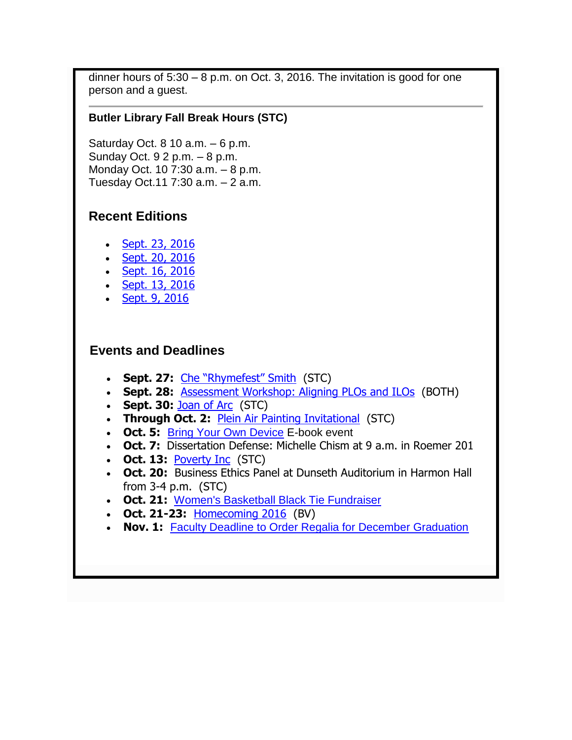dinner hours of 5:30 – 8 p.m. on Oct. 3, 2016. The invitation is good for one person and a guest.

---

**Butler Library Fall Break Hours (STC)**

Saturday Oct. 8 10 a.m. – 6 p.m.
Sunday Oct. 9 2 p.m. – 8 p.m.
Monday Oct. 10 7:30 a.m. – 8 p.m.
Tuesday Oct.11 7:30 a.m. – 2 a.m.

## Recent Editions

- Sept. 23, 2016
- Sept. 20, 2016
- Sept. 16, 2016
- Sept. 13, 2016
- Sept. 9, 2016

## Events and Deadlines

- **Sept. 27:** Che "Rhymefest" Smith (STC)
- **Sept. 28:** Assessment Workshop: Aligning PLOs and ILOs (BOTH)
- **Sept. 30:** Joan of Arc (STC)
- **Through Oct. 2:** Plein Air Painting Invitational (STC)
- **Oct. 5:** Bring Your Own Device E-book event
- **Oct. 7:** Dissertation Defense: Michelle Chism at 9 a.m. in Roemer 201
- **Oct. 13:** Poverty Inc (STC)
- **Oct. 20:** Business Ethics Panel at Dunseth Auditorium in Harmon Hall from 3-4 p.m. (STC)
- **Oct. 21:** Women's Basketball Black Tie Fundraiser
- **Oct. 21-23:** Homecoming 2016 (BV)
- **Nov. 1:** Faculty Deadline to Order Regalia for December Graduation